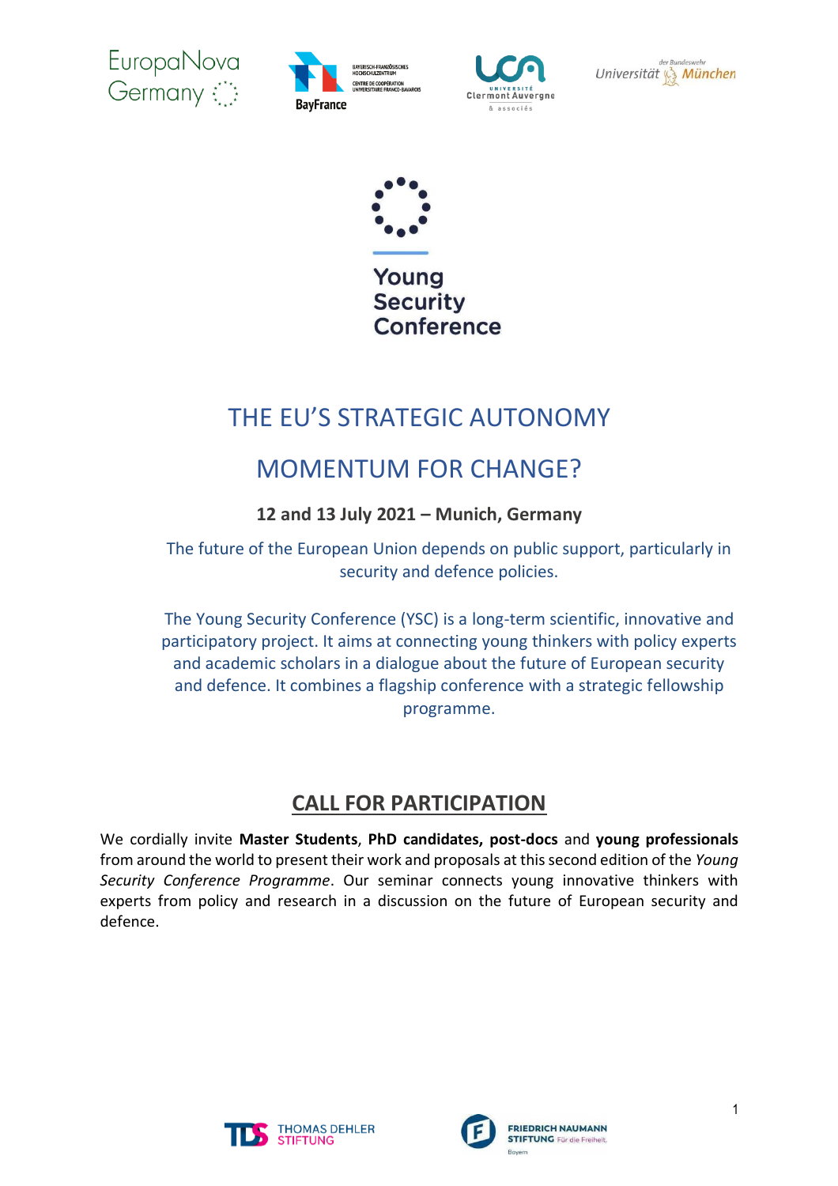Young Security Conference

# THE EU'S STRATEGIC AUTONOMY

# MOMENTUM FOR CHANGE?

**12 and 13 July 2021 – Munich, Germany**

The future of the European Union depends on public support, particularly in security and defence policies.

The Young Security Conference (YSC) is a long-term scientific, innovative and participatory project. It aims at connecting young thinkers with policy experts and academic scholars in a dialogue about the future of European security and defence. It combines a flagship conference with a strategic fellowship programme.

## CALL FOR PARTICIPATION

We cordially invite **Master Students**, **PhD candidates, post-docs** and **young professionals** from around the world to present their work and proposals at this second edition of the *Young Security Conference Programme*. Our seminar connects young innovative thinkers with experts from policy and research in a discussion on the future of European security and defence.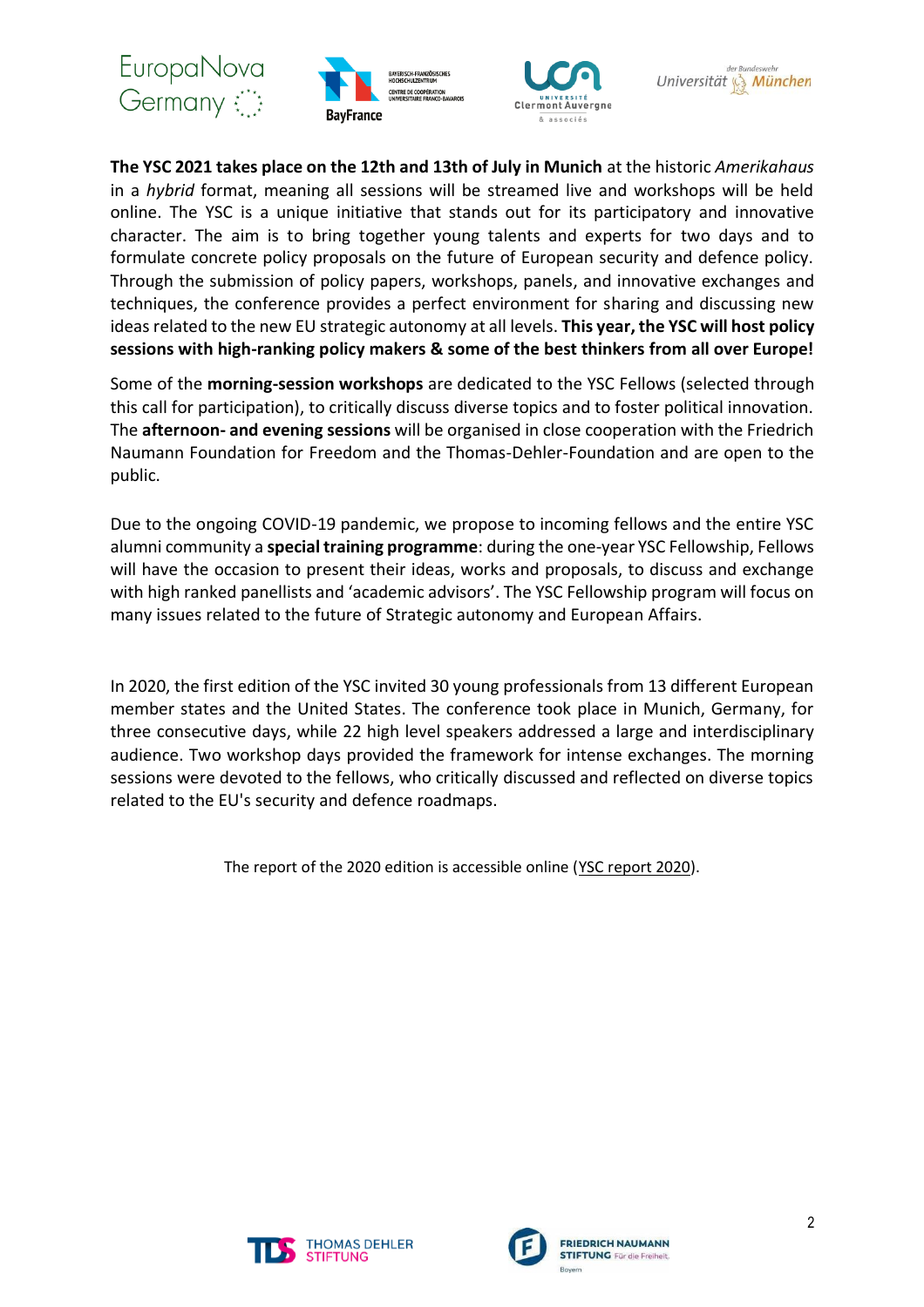**The YSC 2021 takes place on the 12th and 13th of July in Munich** at the historic *Amerikahaus* in a *hybrid* format, meaning all sessions will be streamed live and workshops will be held online. The YSC is a unique initiative that stands out for its participatory and innovative character. The aim is to bring together young talents and experts for two days and to formulate concrete policy proposals on the future of European security and defence policy. Through the submission of policy papers, workshops, panels, and innovative exchanges and techniques, the conference provides a perfect environment for sharing and discussing new ideas related to the new EU strategic autonomy at all levels. **This year, the YSC will host policy sessions with high-ranking policy makers & some of the best thinkers from all over Europe!**

Some of the **morning-session workshops** are dedicated to the YSC Fellows (selected through this call for participation), to critically discuss diverse topics and to foster political innovation. The **afternoon- and evening sessions** will be organised in close cooperation with the Friedrich Naumann Foundation for Freedom and the Thomas-Dehler-Foundation and are open to the public.

Due to the ongoing COVID-19 pandemic, we propose to incoming fellows and the entire YSC alumni community a **special training programme**: during the one-year YSC Fellowship, Fellows will have the occasion to present their ideas, works and proposals, to discuss and exchange with high ranked panellists and 'academic advisors'. The YSC Fellowship program will focus on many issues related to the future of Strategic autonomy and European Affairs.

In 2020, the first edition of the YSC invited 30 young professionals from 13 different European member states and the United States. The conference took place in Munich, Germany, for three consecutive days, while 22 high level speakers addressed a large and interdisciplinary audience. Two workshop days provided the framework for intense exchanges. The morning sessions were devoted to the fellows, who critically discussed and reflected on diverse topics related to the EU's security and defence roadmaps.

The report of the 2020 edition is accessible online (YSC report 2020).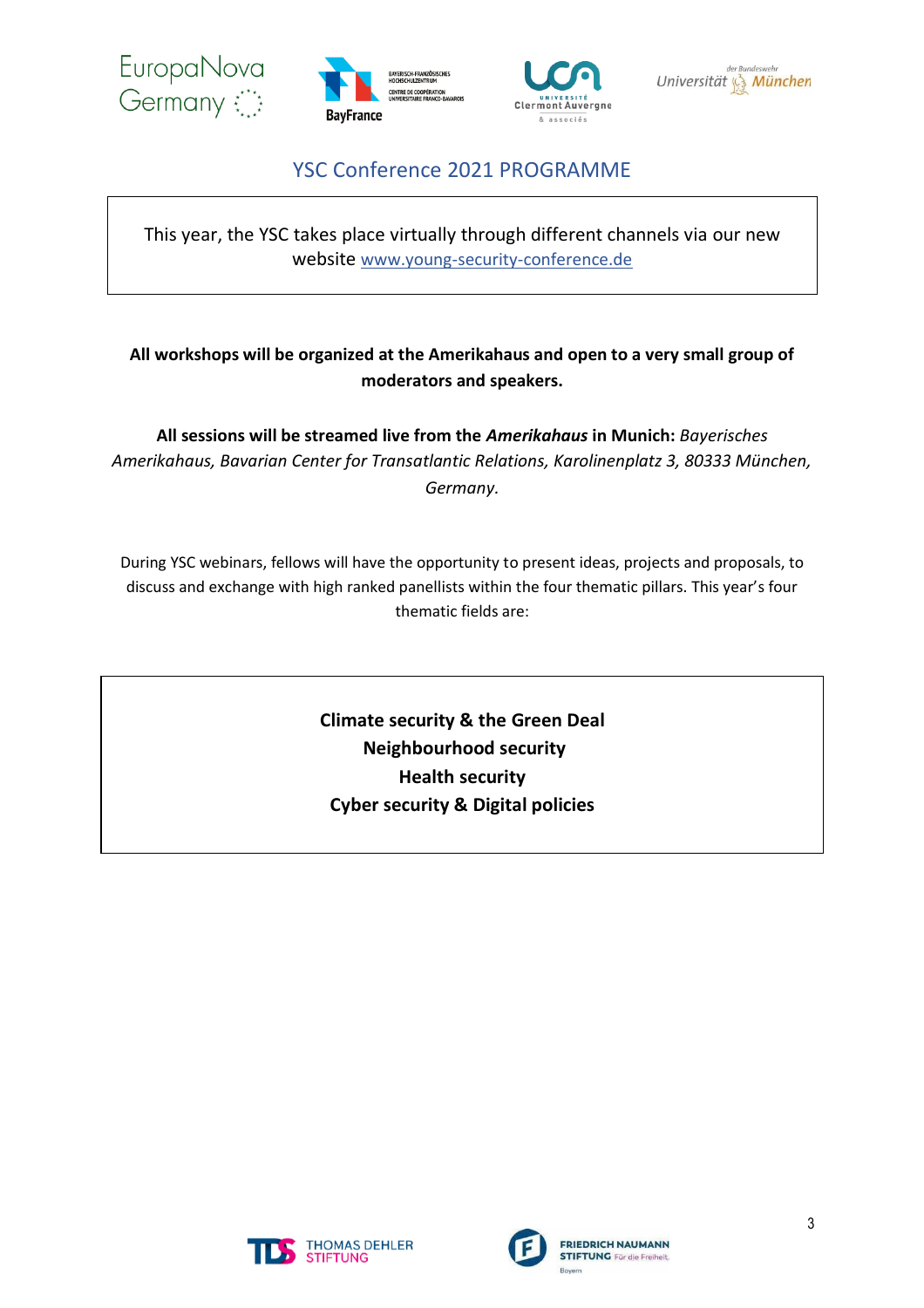# YSC Conference 2021 PROGRAMME

This year, the YSC takes place virtually through different channels via our new website www.young-security-conference.de

**All workshops will be organized at the Amerikahaus and open to a very small group of moderators and speakers.**

**All sessions will be streamed live from the *Amerikahaus* in Munich:** *Bayerisches Amerikahaus, Bavarian Center for Transatlantic Relations, Karolinenplatz 3, 80333 München, Germany.*

During YSC webinars, fellows will have the opportunity to present ideas, projects and proposals, to discuss and exchange with high ranked panellists within the four thematic pillars. This year's four thematic fields are:

**Climate security & the Green Deal**
**Neighbourhood security**
**Health security**
**Cyber security & Digital policies**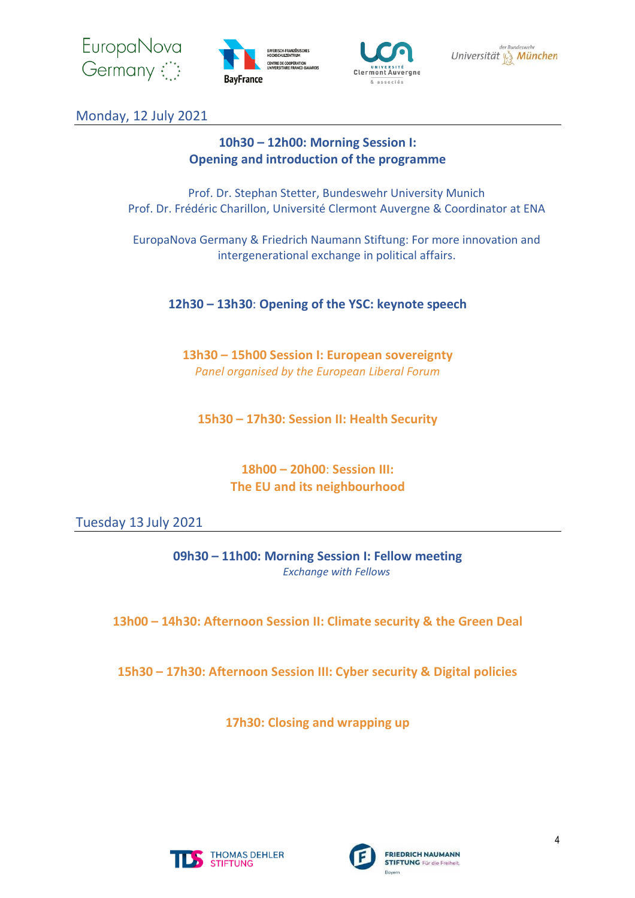## Monday, 12 July 2021

**10h30 – 12h00: Morning Session I:**
**Opening and introduction of the programme**

Prof. Dr. Stephan Stetter, Bundeswehr University Munich
Prof. Dr. Frédéric Charillon, Université Clermont Auvergne & Coordinator at ENA

EuropaNova Germany & Friedrich Naumann Stiftung: For more innovation and intergenerational exchange in political affairs.

**12h30 – 13h30: Opening of the YSC: keynote speech**

**13h30 – 15h00 Session I: European sovereignty**
*Panel organised by the European Liberal Forum*

**15h30 – 17h30: Session II: Health Security**

**18h00 – 20h00: Session III:**
**The EU and its neighbourhood**

## Tuesday 13 July 2021

**09h30 – 11h00: Morning Session I: Fellow meeting**
*Exchange with Fellows*

**13h00 – 14h30: Afternoon Session II: Climate security & the Green Deal**

**15h30 – 17h30: Afternoon Session III: Cyber security & Digital policies**

**17h30: Closing and wrapping up**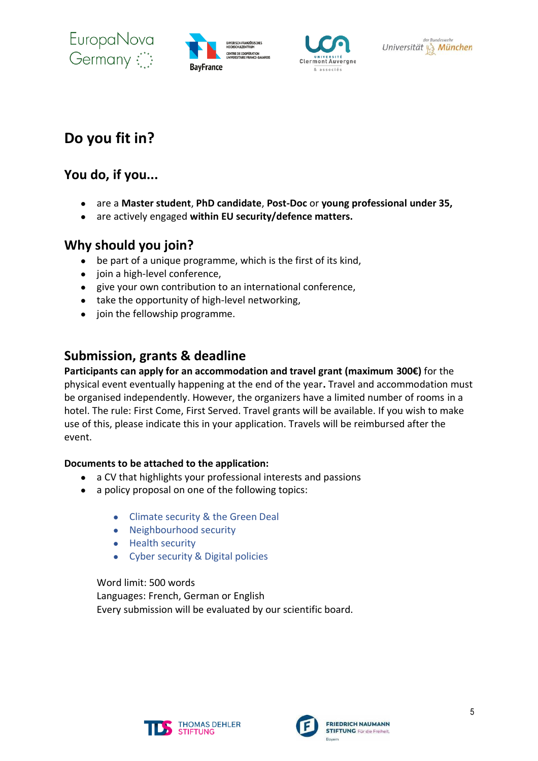## Do you fit in?

### You do, if you...

- are a **Master student**, **PhD candidate**, **Post-Doc** or **young professional under 35,**
- are actively engaged **within EU security/defence matters.**

### Why should you join?

- be part of a unique programme, which is the first of its kind,
- join a high-level conference,
- give your own contribution to an international conference,
- take the opportunity of high-level networking,
- join the fellowship programme.

### Submission, grants & deadline

**Participants can apply for an accommodation and travel grant (maximum 300€)** for the physical event eventually happening at the end of the year**.** Travel and accommodation must be organised independently. However, the organizers have a limited number of rooms in a hotel. The rule: First Come, First Served. Travel grants will be available. If you wish to make use of this, please indicate this in your application. Travels will be reimbursed after the event.

**Documents to be attached to the application:**

- a CV that highlights your professional interests and passions
- a policy proposal on one of the following topics:
    - Climate security & the Green Deal
    - Neighbourhood security
    - Health security
    - Cyber security & Digital policies

Word limit: 500 words
Languages: French, German or English
Every submission will be evaluated by our scientific board.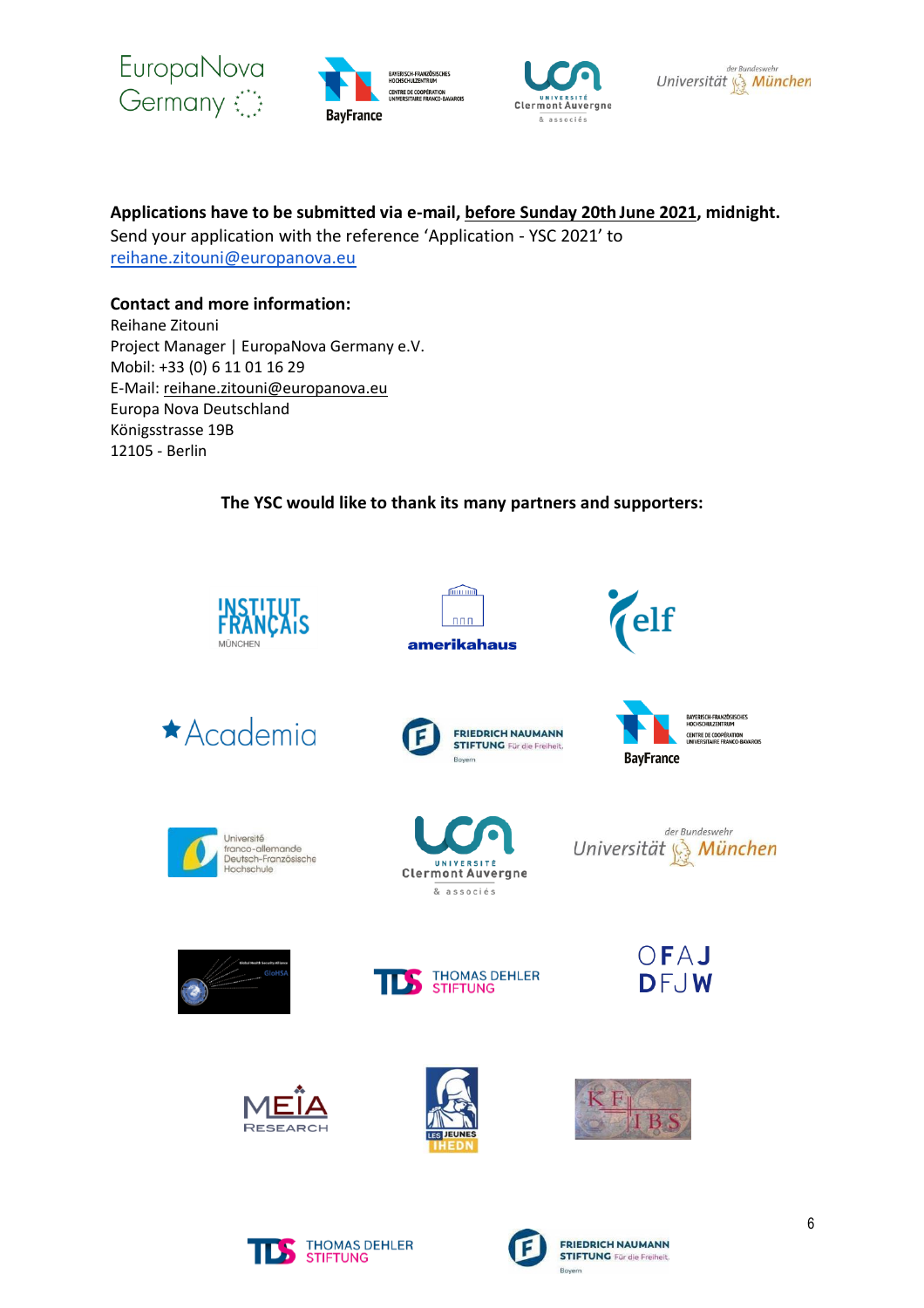**Applications have to be submitted via e-mail, before Sunday 20th June 2021, midnight.**

Send your application with the reference 'Application - YSC 2021' to reihane.zitouni@europanova.eu

**Contact and more information:**

Reihane Zitouni
Project Manager | EuropaNova Germany e.V.
Mobil: +33 (0) 6 11 01 16 29
E-Mail: reihane.zitouni@europanova.eu
Europa Nova Deutschland
Königsstrasse 19B
12105 - Berlin

**The YSC would like to thank its many partners and supporters:**